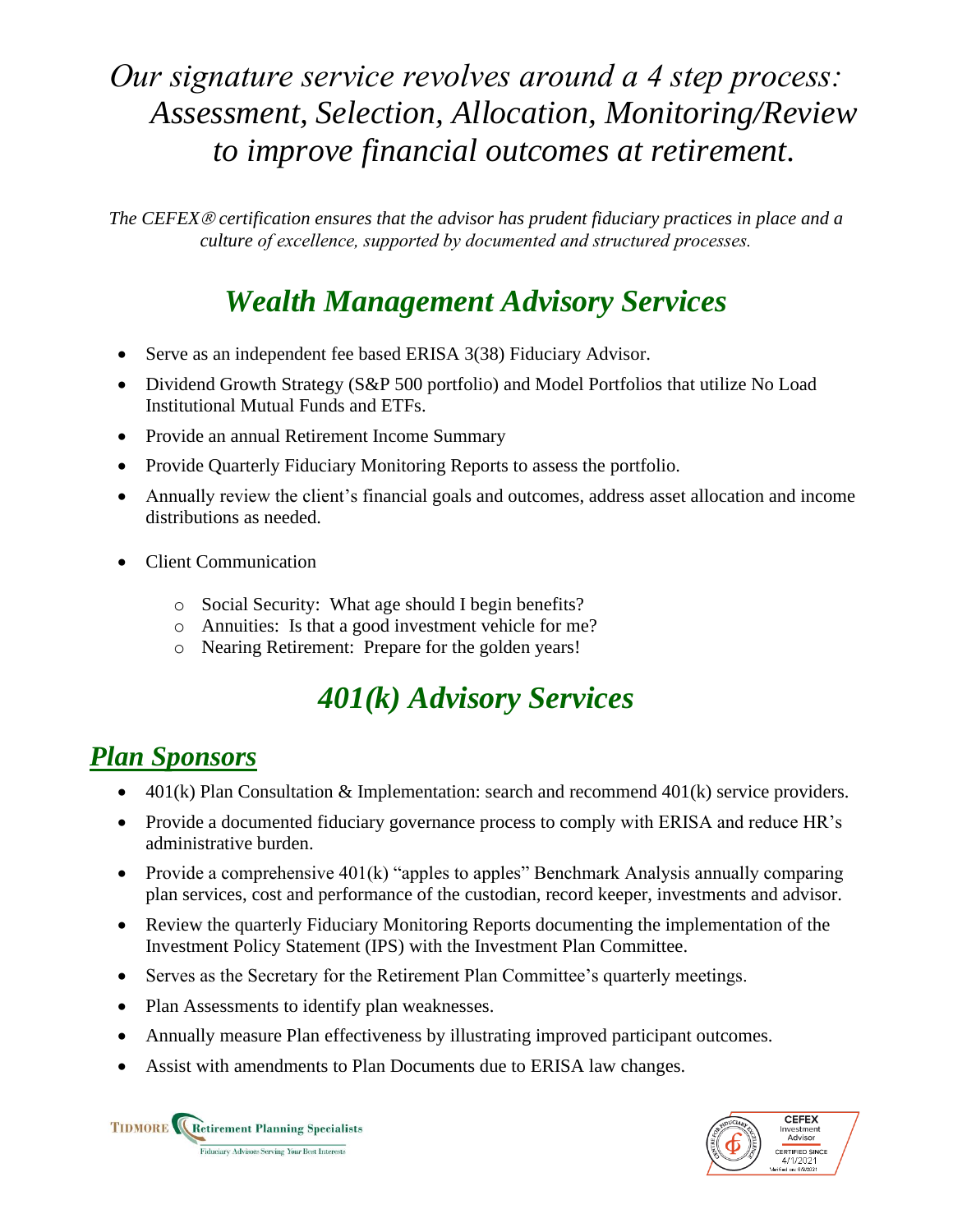*Our signature service revolves around a 4 step process: Assessment, Selection, Allocation, Monitoring/Review to improve financial outcomes at retirement.*

*The CEFEX® certification ensures that the advisor has prudent fiduciary practices in place and a culture of excellence, supported by documented and structured processes.*

# *Wealth Management Advisory Services*

- Serve as an independent fee based ERISA 3(38) Fiduciary Advisor.
- Dividend Growth Strategy (S&P 500 portfolio) and Model Portfolios that utilize No Load Institutional Mutual Funds and ETFs.
- Provide an annual Retirement Income Summary
- Provide Quarterly Fiduciary Monitoring Reports to assess the portfolio.
- Annually review the client's financial goals and outcomes, address asset allocation and income distributions as needed.
- Client Communication
  - Social Security: What age should I begin benefits?
  - Annuities: Is that a good investment vehicle for me?
  - Nearing Retirement: Prepare for the golden years!

# *401(k) Advisory Services*

## *Plan Sponsors*

- 401(k) Plan Consultation & Implementation: search and recommend 401(k) service providers.
- Provide a documented fiduciary governance process to comply with ERISA and reduce HR's administrative burden.
- Provide a comprehensive 401(k) "apples to apples" Benchmark Analysis annually comparing plan services, cost and performance of the custodian, record keeper, investments and advisor.
- Review the quarterly Fiduciary Monitoring Reports documenting the implementation of the Investment Policy Statement (IPS) with the Investment Plan Committee.
- Serves as the Secretary for the Retirement Plan Committee's quarterly meetings.
- Plan Assessments to identify plan weaknesses.
- Annually measure Plan effectiveness by illustrating improved participant outcomes.
- Assist with amendments to Plan Documents due to ERISA law changes.

TIDMORE Retirement Planning Specialists
Fiduciary Advisors Serving Your Best Interests

CEFEX Investment Advisor
CERTIFIED SINCE 4/1/2021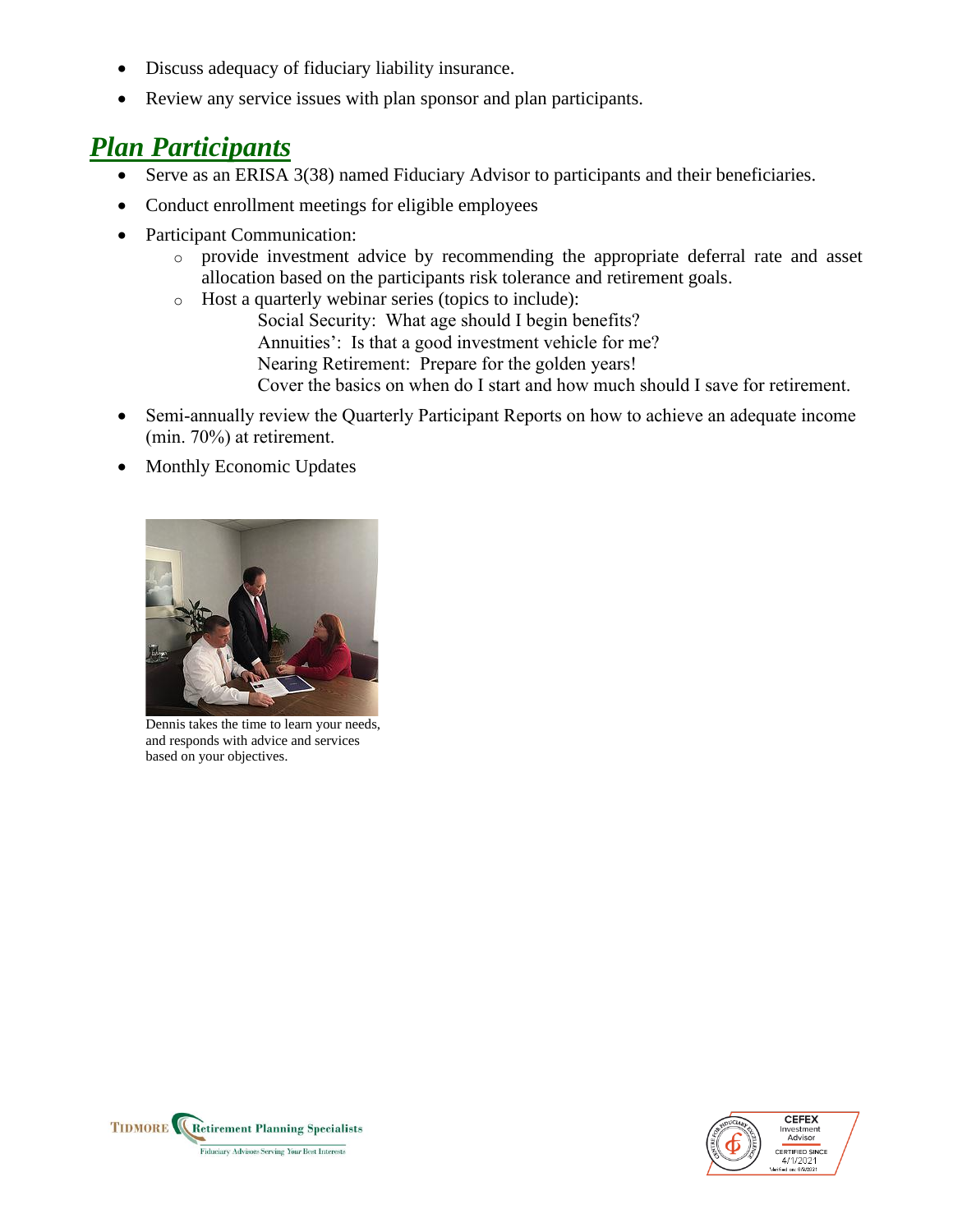- Discuss adequacy of fiduciary liability insurance.
- Review any service issues with plan sponsor and plan participants.

## ***Plan Participants***

- Serve as an ERISA 3(38) named Fiduciary Advisor to participants and their beneficiaries.
- Conduct enrollment meetings for eligible employees
- Participant Communication:
  - provide investment advice by recommending the appropriate deferral rate and asset allocation based on the participants risk tolerance and retirement goals.
  - Host a quarterly webinar series (topics to include):
    - Social Security: What age should I begin benefits?
    - Annuities': Is that a good investment vehicle for me?
    - Nearing Retirement: Prepare for the golden years!
    - Cover the basics on when do I start and how much should I save for retirement.
- Semi-annually review the Quarterly Participant Reports on how to achieve an adequate income (min. 70%) at retirement.
- Monthly Economic Updates

Dennis takes the time to learn your needs, and responds with advice and services based on your objectives.